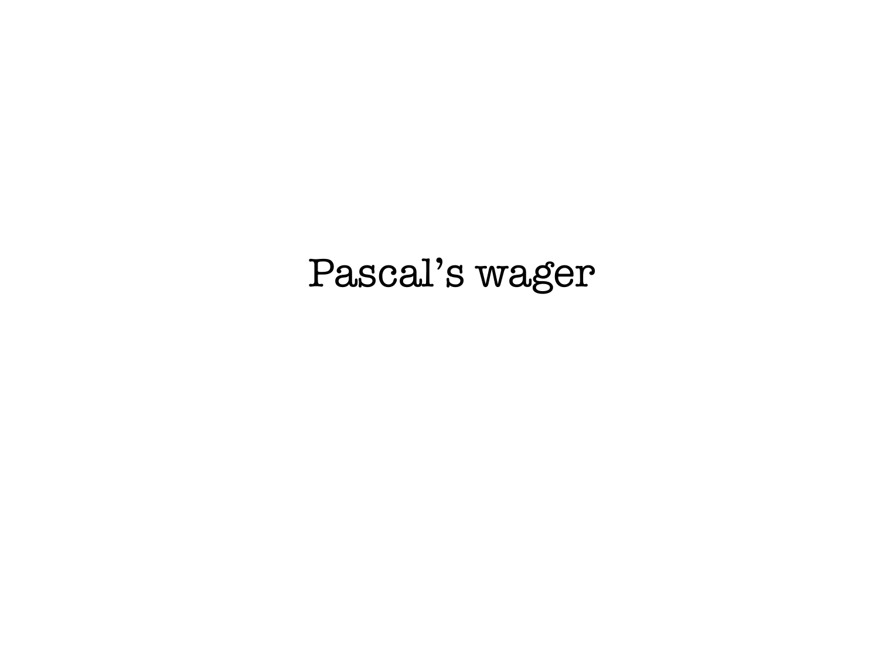# Pascal's wager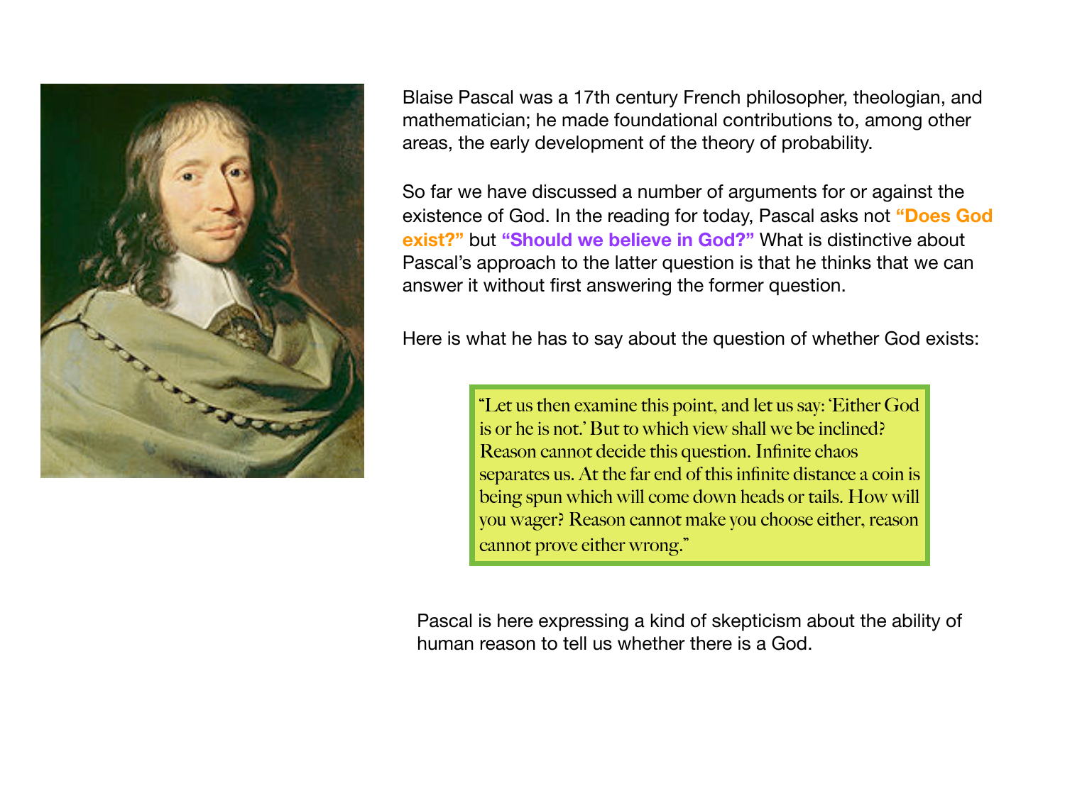Blaise Pascal was a 17th century French philosopher, theologian, and mathematician; he made foundational contributions to, among other areas, the early development of the theory of probability.

So far we have discussed a number of arguments for or against the existence of God. In the reading for today, Pascal asks not **"Does God exist?"** but **"Should we believe in God?"** What is distinctive about Pascal's approach to the latter question is that he thinks that we can answer it without first answering the former question.

Here is what he has to say about the question of whether God exists:

> "Let us then examine this point, and let us say: 'Either God is or he is not.' But to which view shall we be inclined? Reason cannot decide this question. Infinite chaos separates us. At the far end of this infinite distance a coin is being spun which will come down heads or tails. How will you wager? Reason cannot make you choose either, reason cannot prove either wrong."

Pascal is here expressing a kind of skepticism about the ability of human reason to tell us whether there is a God.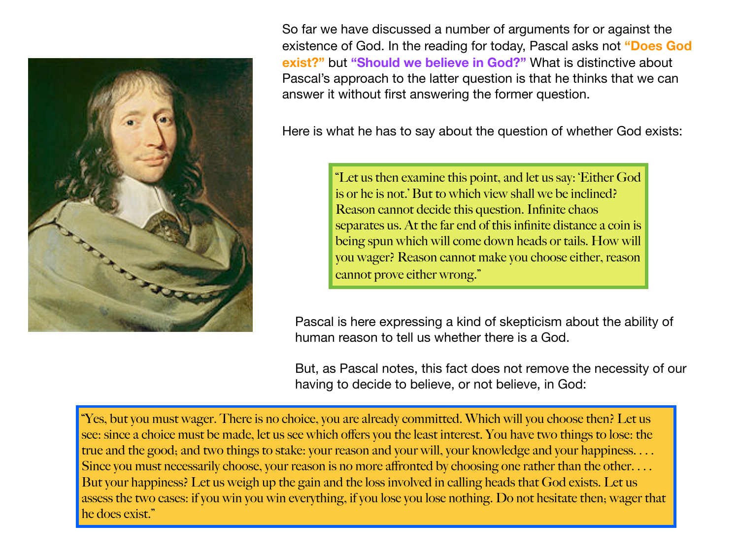So far we have discussed a number of arguments for or against the existence of God. In the reading for today, Pascal asks not **"Does God exist?"** but **"Should we believe in God?"** What is distinctive about Pascal's approach to the latter question is that he thinks that we can answer it without first answering the former question.

Here is what he has to say about the question of whether God exists:

> "Let us then examine this point, and let us say: 'Either God is or he is not.' But to which view shall we be inclined? Reason cannot decide this question. Infinite chaos separates us. At the far end of this infinite distance a coin is being spun which will come down heads or tails. How will you wager? Reason cannot make you choose either, reason cannot prove either wrong."

Pascal is here expressing a kind of skepticism about the ability of human reason to tell us whether there is a God.

But, as Pascal notes, this fact does not remove the necessity of our having to decide to believe, or not believe, in God:

> "Yes, but you must wager. There is no choice, you are already committed. Which will you choose then? Let us see: since a choice must be made, let us see which offers you the least interest. You have two things to lose: the true and the good; and two things to stake: your reason and your will, your knowledge and your happiness. . . . Since you must necessarily choose, your reason is no more affronted by choosing one rather than the other. . . . But your happiness? Let us weigh up the gain and the loss involved in calling heads that God exists. Let us assess the two cases: if you win you win everything, if you lose you lose nothing. Do not hesitate then; wager that he does exist."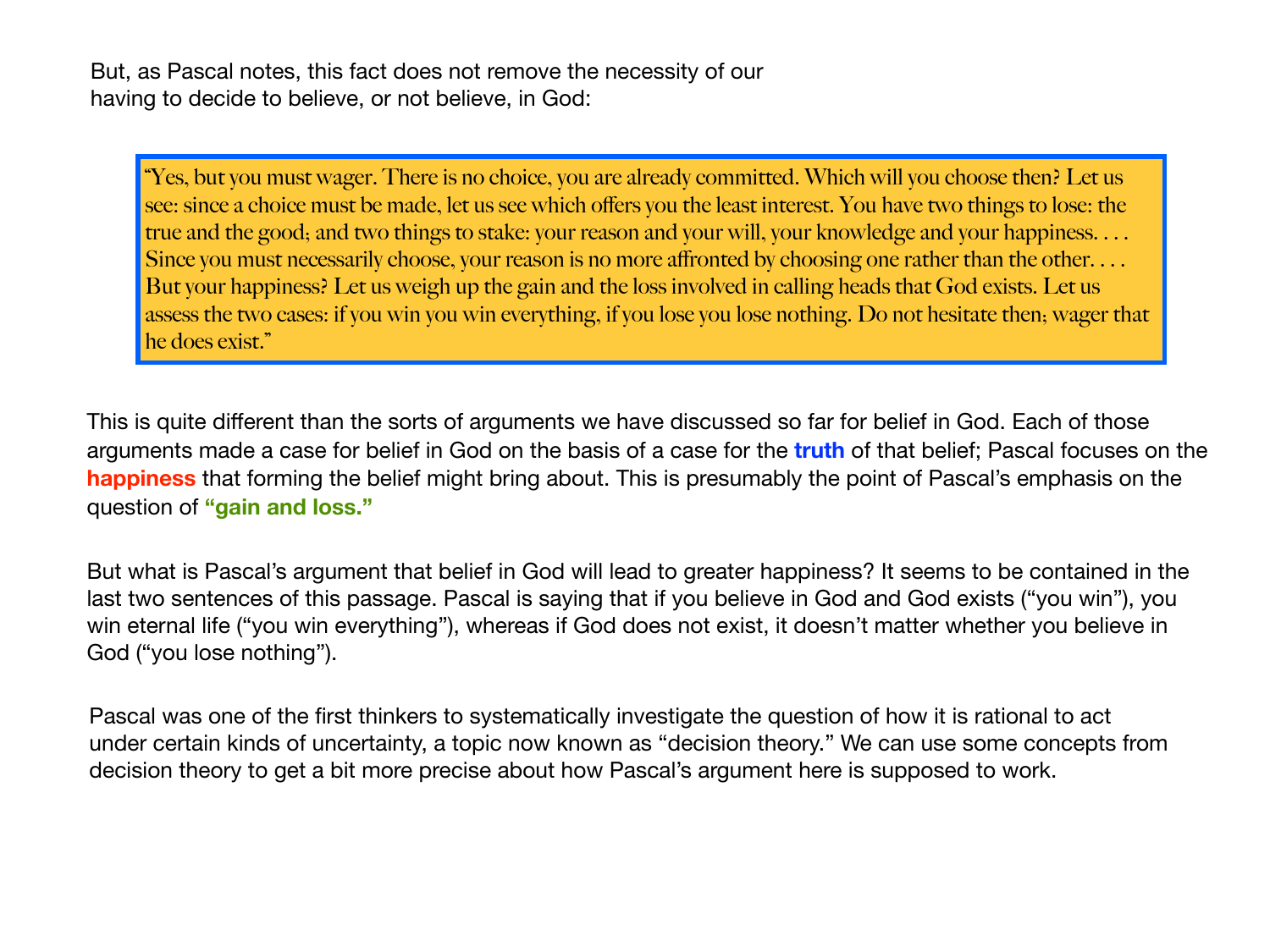But, as Pascal notes, this fact does not remove the necessity of our having to decide to believe, or not believe, in God:

> "Yes, but you must wager. There is no choice, you are already committed. Which will you choose then? Let us see: since a choice must be made, let us see which offers you the least interest. You have two things to lose: the true and the good; and two things to stake: your reason and your will, your knowledge and your happiness. . . . Since you must necessarily choose, your reason is no more affronted by choosing one rather than the other. . . . But your happiness? Let us weigh up the gain and the loss involved in calling heads that God exists. Let us assess the two cases: if you win you win everything, if you lose you lose nothing. Do not hesitate then; wager that he does exist."

This is quite different than the sorts of arguments we have discussed so far for belief in God. Each of those arguments made a case for belief in God on the basis of a case for the **truth** of that belief; Pascal focuses on the **happiness** that forming the belief might bring about. This is presumably the point of Pascal's emphasis on the question of **"gain and loss."**

But what is Pascal's argument that belief in God will lead to greater happiness? It seems to be contained in the last two sentences of this passage. Pascal is saying that if you believe in God and God exists ("you win"), you win eternal life ("you win everything"), whereas if God does not exist, it doesn't matter whether you believe in God ("you lose nothing").

Pascal was one of the first thinkers to systematically investigate the question of how it is rational to act under certain kinds of uncertainty, a topic now known as "decision theory." We can use some concepts from decision theory to get a bit more precise about how Pascal's argument here is supposed to work.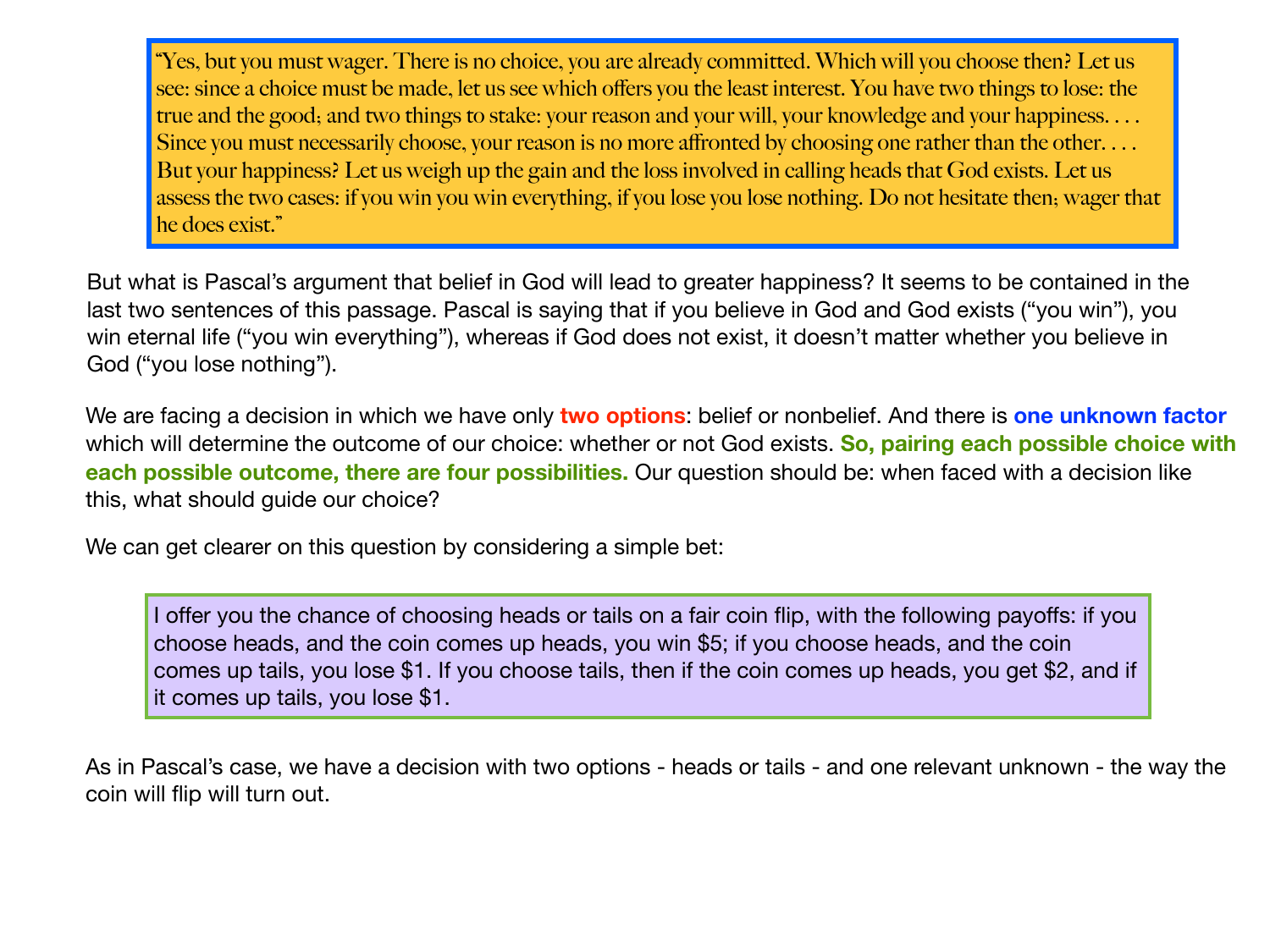> "Yes, but you must wager. There is no choice, you are already committed. Which will you choose then? Let us see: since a choice must be made, let us see which offers you the least interest. You have two things to lose: the true and the good; and two things to stake: your reason and your will, your knowledge and your happiness. . . . Since you must necessarily choose, your reason is no more affronted by choosing one rather than the other. . . . But your happiness? Let us weigh up the gain and the loss involved in calling heads that God exists. Let us assess the two cases: if you win you win everything, if you lose you lose nothing. Do not hesitate then; wager that he does exist."

But what is Pascal's argument that belief in God will lead to greater happiness? It seems to be contained in the last two sentences of this passage. Pascal is saying that if you believe in God and God exists ("you win"), you win eternal life ("you win everything"), whereas if God does not exist, it doesn't matter whether you believe in God ("you lose nothing").

We are facing a decision in which we have only **two options**: belief or nonbelief. And there is **one unknown factor** which will determine the outcome of our choice: whether or not God exists. **So, pairing each possible choice with each possible outcome, there are four possibilities.** Our question should be: when faced with a decision like this, what should guide our choice?

We can get clearer on this question by considering a simple bet:

> I offer you the chance of choosing heads or tails on a fair coin flip, with the following payoffs: if you choose heads, and the coin comes up heads, you win $5; if you choose heads, and the coin comes up tails, you lose $1. If you choose tails, then if the coin comes up heads, you get $2, and if it comes up tails, you lose $1.

As in Pascal's case, we have a decision with two options - heads or tails - and one relevant unknown - the way the coin will flip will turn out.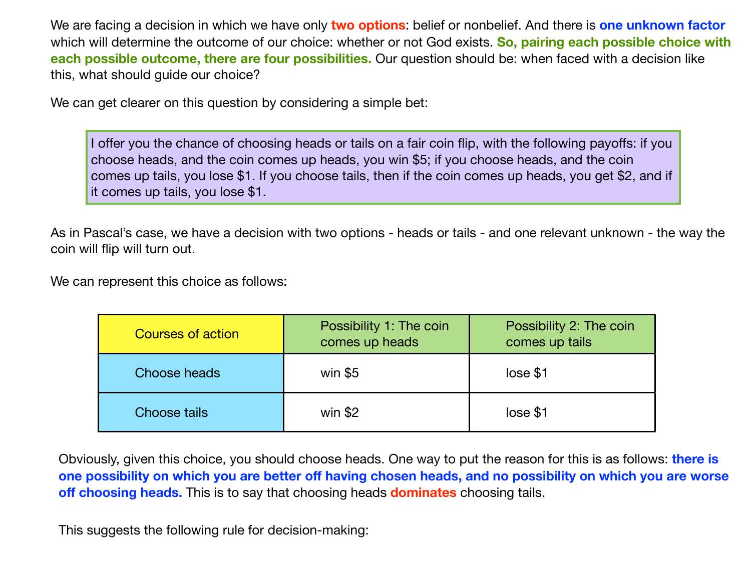We are facing a decision in which we have only **two options**: belief or nonbelief. And there is **one unknown factor** which will determine the outcome of our choice: whether or not God exists. **So, pairing each possible choice with each possible outcome, there are four possibilities.** Our question should be: when faced with a decision like this, what should guide our choice?

We can get clearer on this question by considering a simple bet:

> I offer you the chance of choosing heads or tails on a fair coin flip, with the following payoffs: if you choose heads, and the coin comes up heads, you win $5; if you choose heads, and the coin comes up tails, you lose $1. If you choose tails, then if the coin comes up heads, you get $2, and if it comes up tails, you lose $1.

As in Pascal's case, we have a decision with two options - heads or tails - and one relevant unknown - the way the coin will flip will turn out.

We can represent this choice as follows:

| Courses of action | Possibility 1: The coin comes up heads | Possibility 2: The coin comes up tails |
|---|---|---|
| Choose heads | win $5 | lose $1 |
| Choose tails | win $2 | lose $1 |

Obviously, given this choice, you should choose heads. One way to put the reason for this is as follows: **there is one possibility on which you are better off having chosen heads, and no possibility on which you are worse off choosing heads.** This is to say that choosing heads **dominates** choosing tails.

This suggests the following rule for decision-making: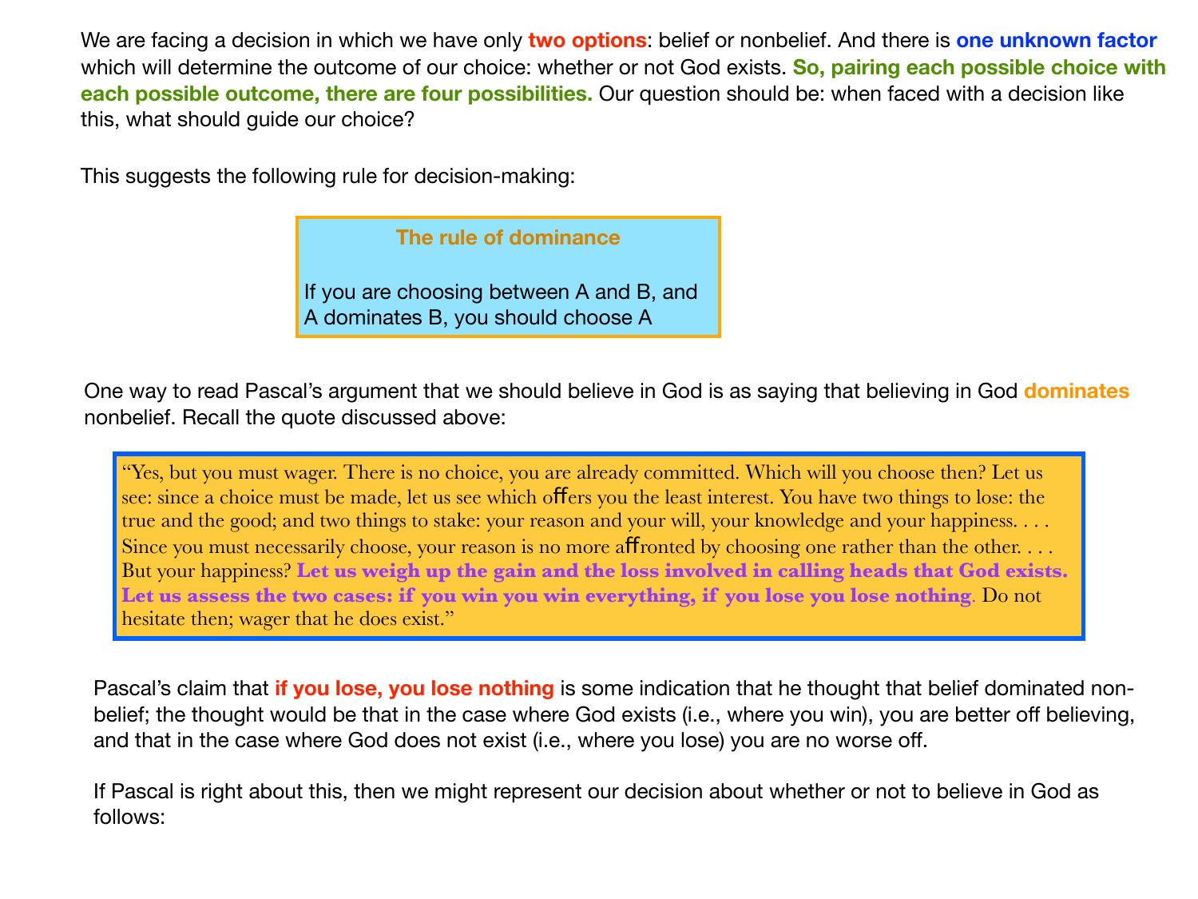We are facing a decision in which we have only **two options**: belief or nonbelief. And there is **one unknown factor** which will determine the outcome of our choice: whether or not God exists. **So, pairing each possible choice with each possible outcome, there are four possibilities.** Our question should be: when faced with a decision like this, what should guide our choice?

This suggests the following rule for decision-making:

> **The rule of dominance**
>
> If you are choosing between A and B, and A dominates B, you should choose A

One way to read Pascal's argument that we should believe in God is as saying that believing in God **dominates** nonbelief. Recall the quote discussed above:

> "Yes, but you must wager. There is no choice, you are already committed. Which will you choose then? Let us see: since a choice must be made, let us see which offers you the least interest. You have two things to lose: the true and the good; and two things to stake: your reason and your will, your knowledge and your happiness. . . . Since you must necessarily choose, your reason is no more affronted by choosing one rather than the other. . . . But your happiness? **Let us weigh up the gain and the loss involved in calling heads that God exists. Let us assess the two cases: if you win you win everything, if you lose you lose nothing**. Do not hesitate then; wager that he does exist."

Pascal's claim that **if you lose, you lose nothing** is some indication that he thought that belief dominated non-belief; the thought would be that in the case where God exists (i.e., where you win), you are better off believing, and that in the case where God does not exist (i.e., where you lose) you are no worse off.

If Pascal is right about this, then we might represent our decision about whether or not to believe in God as follows: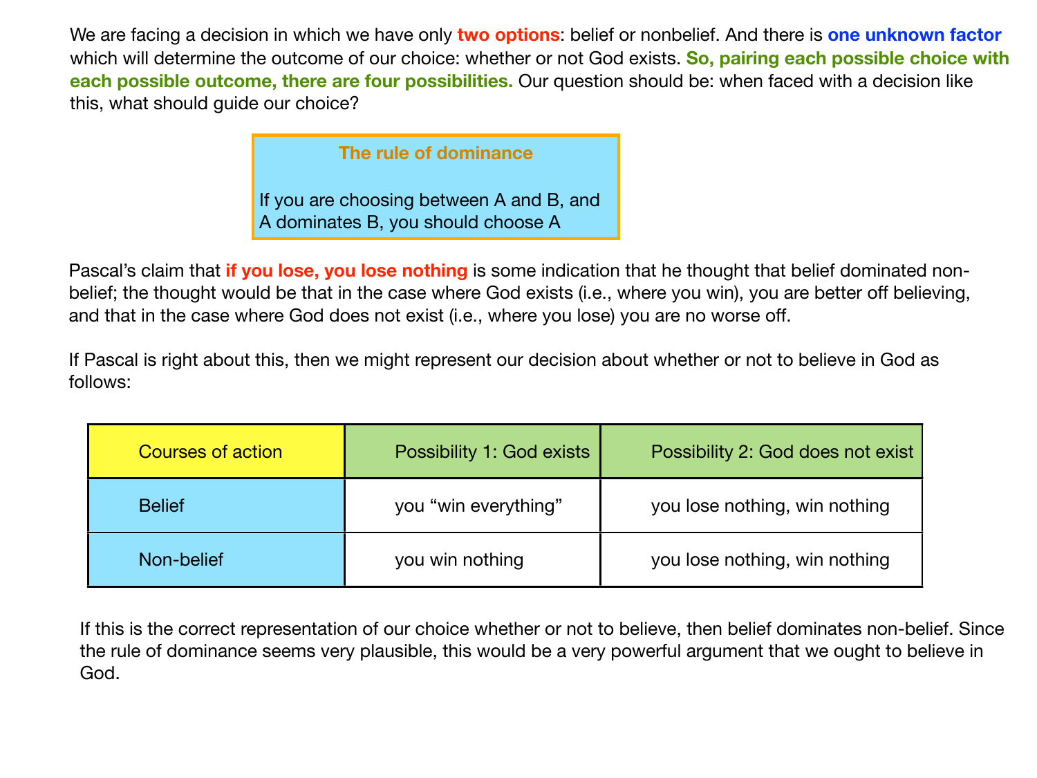We are facing a decision in which we have only **two options**: belief or nonbelief. And there is **one unknown factor** which will determine the outcome of our choice: whether or not God exists. **So, pairing each possible choice with each possible outcome, there are four possibilities.** Our question should be: when faced with a decision like this, what should guide our choice?

> **The rule of dominance**
>
> If you are choosing between A and B, and A dominates B, you should choose A

Pascal's claim that **if you lose, you lose nothing** is some indication that he thought that belief dominated non-belief; the thought would be that in the case where God exists (i.e., where you win), you are better off believing, and that in the case where God does not exist (i.e., where you lose) you are no worse off.

If Pascal is right about this, then we might represent our decision about whether or not to believe in God as follows:

| Courses of action | Possibility 1: God exists | Possibility 2: God does not exist |
|---|---|---|
| Belief | you "win everything" | you lose nothing, win nothing |
| Non-belief | you win nothing | you lose nothing, win nothing |

If this is the correct representation of our choice whether or not to believe, then belief dominates non-belief. Since the rule of dominance seems very plausible, this would be a very powerful argument that we ought to believe in God.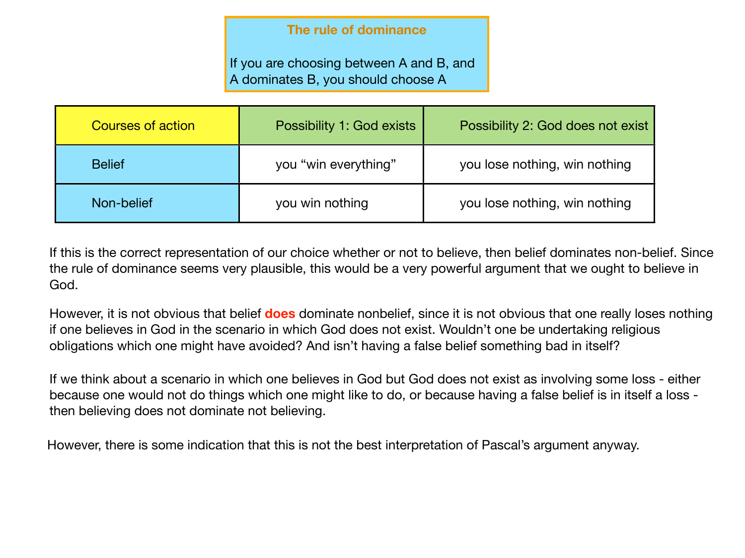**The rule of dominance**

If you are choosing between A and B, and A dominates B, you should choose A

| Courses of action | Possibility 1: God exists | Possibility 2: God does not exist |
|---|---|---|
| Belief | you "win everything" | you lose nothing, win nothing |
| Non-belief | you win nothing | you lose nothing, win nothing |

If this is the correct representation of our choice whether or not to believe, then belief dominates non-belief. Since the rule of dominance seems very plausible, this would be a very powerful argument that we ought to believe in God.

However, it is not obvious that belief **does** dominate nonbelief, since it is not obvious that one really loses nothing if one believes in God in the scenario in which God does not exist. Wouldn't one be undertaking religious obligations which one might have avoided? And isn't having a false belief something bad in itself?

If we think about a scenario in which one believes in God but God does not exist as involving some loss - either because one would not do things which one might like to do, or because having a false belief is in itself a loss - then believing does not dominate not believing.

However, there is some indication that this is not the best interpretation of Pascal's argument anyway.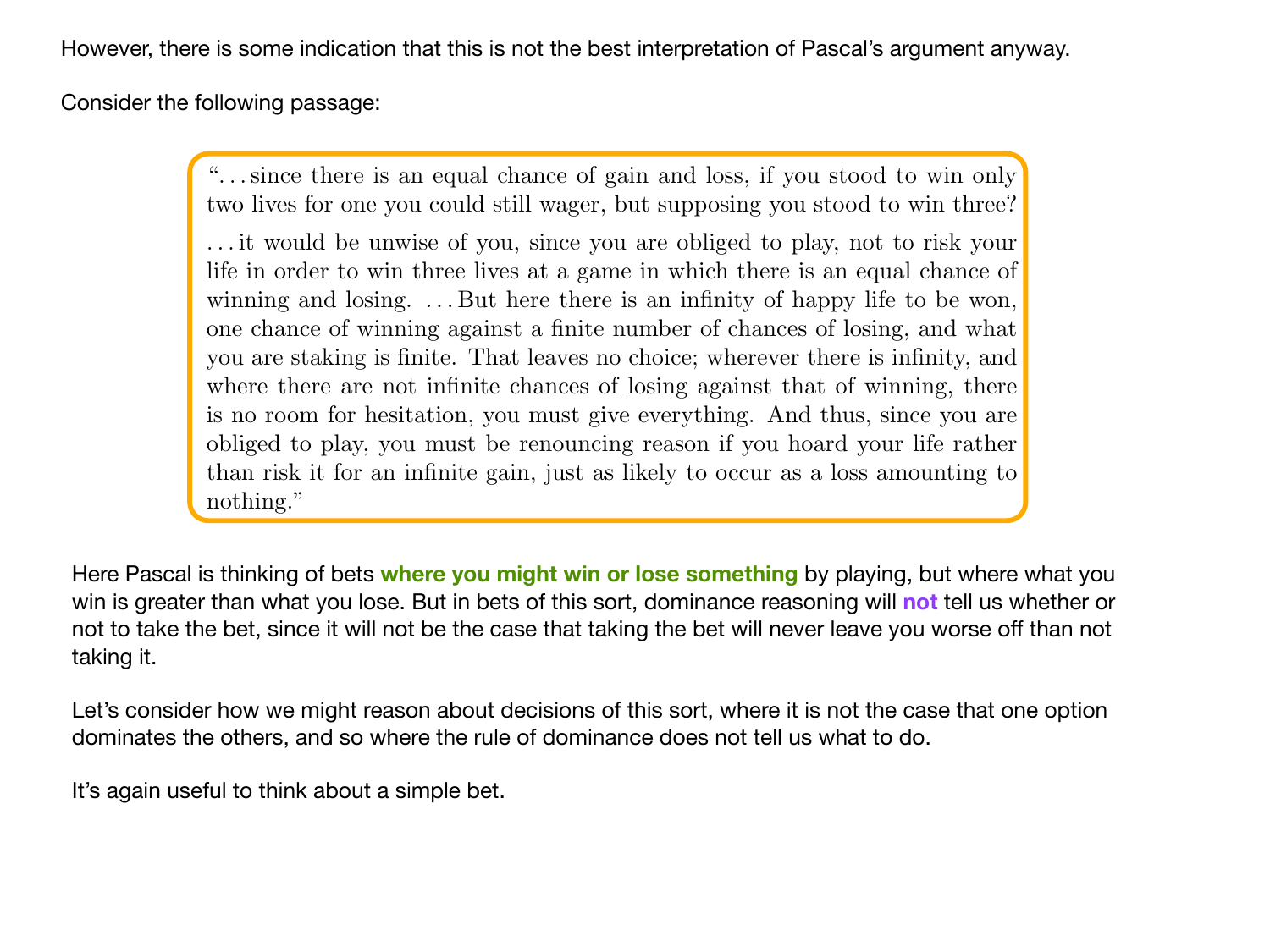However, there is some indication that this is not the best interpretation of Pascal's argument anyway.

Consider the following passage:

> "...since there is an equal chance of gain and loss, if you stood to win only two lives for one you could still wager, but supposing you stood to win three?
>
> ...it would be unwise of you, since you are obliged to play, not to risk your life in order to win three lives at a game in which there is an equal chance of winning and losing. ...But here there is an infinity of happy life to be won, one chance of winning against a finite number of chances of losing, and what you are staking is finite. That leaves no choice; wherever there is infinity, and where there are not infinite chances of losing against that of winning, there is no room for hesitation, you must give everything. And thus, since you are obliged to play, you must be renouncing reason if you hoard your life rather than risk it for an infinite gain, just as likely to occur as a loss amounting to nothing."

Here Pascal is thinking of bets **where you might win or lose something** by playing, but where what you win is greater than what you lose. But in bets of this sort, dominance reasoning will **not** tell us whether or not to take the bet, since it will not be the case that taking the bet will never leave you worse off than not taking it.

Let's consider how we might reason about decisions of this sort, where it is not the case that one option dominates the others, and so where the rule of dominance does not tell us what to do.

It's again useful to think about a simple bet.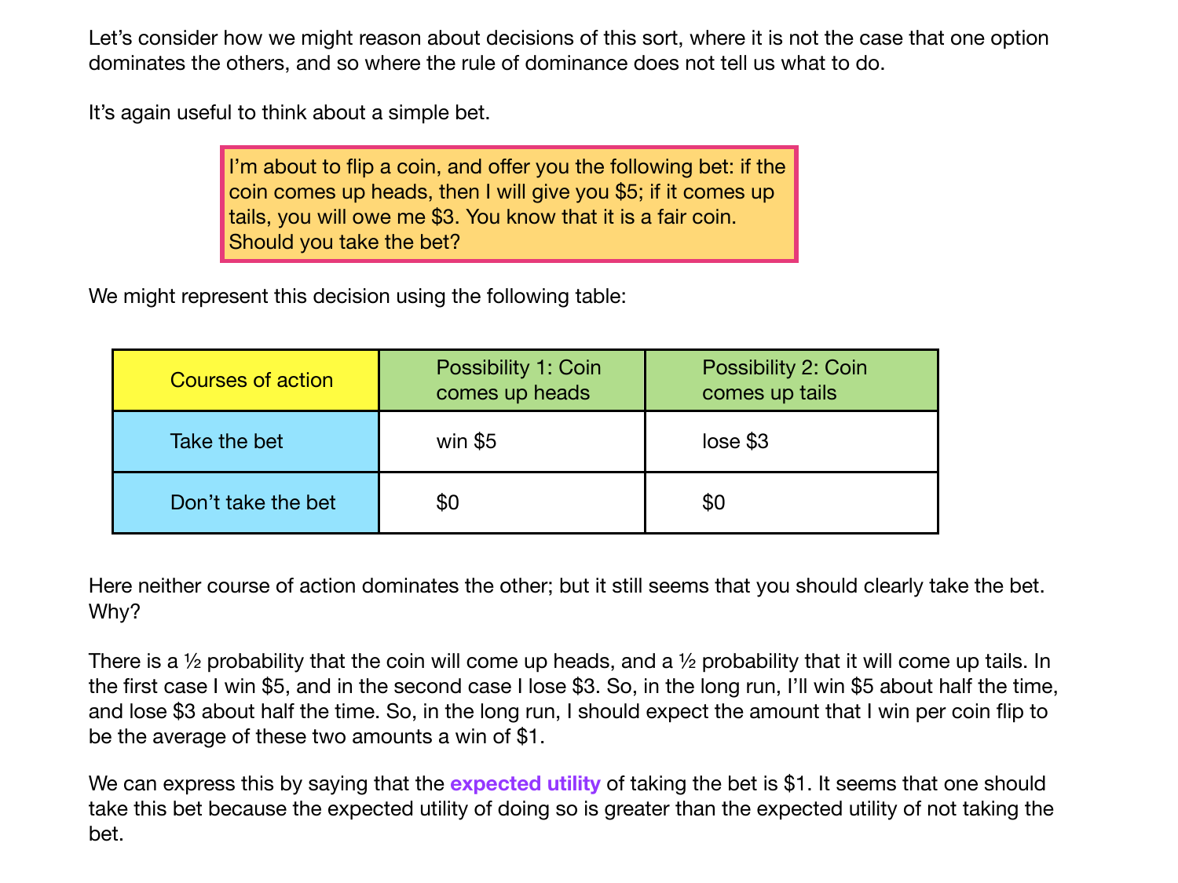Let's consider how we might reason about decisions of this sort, where it is not the case that one option dominates the others, and so where the rule of dominance does not tell us what to do.

It's again useful to think about a simple bet.

> I'm about to flip a coin, and offer you the following bet: if the coin comes up heads, then I will give you $5; if it comes up tails, you will owe me $3. You know that it is a fair coin. Should you take the bet?

We might represent this decision using the following table:

| Courses of action | Possibility 1: Coin comes up heads | Possibility 2: Coin comes up tails |
|---|---|---|
| Take the bet | win $5 | lose $3 |
| Don't take the bet | $0 | $0 |

Here neither course of action dominates the other; but it still seems that you should clearly take the bet. Why?

There is a ½ probability that the coin will come up heads, and a ½ probability that it will come up tails. In the first case I win $5, and in the second case I lose $3. So, in the long run, I'll win $5 about half the time, and lose $3 about half the time. So, in the long run, I should expect the amount that I win per coin flip to be the average of these two amounts a win of $1.

We can express this by saying that the **expected utility** of taking the bet is $1. It seems that one should take this bet because the expected utility of doing so is greater than the expected utility of not taking the bet.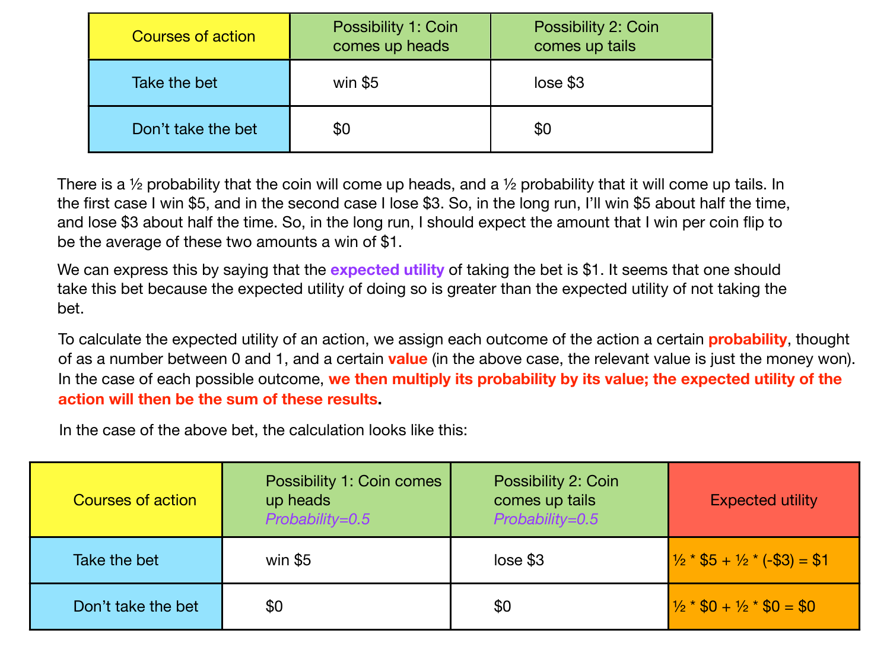| Courses of action | Possibility 1: Coin comes up heads | Possibility 2: Coin comes up tails |
|---|---|---|
| Take the bet | win $5 | lose $3 |
| Don't take the bet | $0 | $0 |

There is a ½ probability that the coin will come up heads, and a ½ probability that it will come up tails. In the first case I win $5, and in the second case I lose $3. So, in the long run, I'll win $5 about half the time, and lose $3 about half the time. So, in the long run, I should expect the amount that I win per coin flip to be the average of these two amounts a win of $1.

We can express this by saying that the **expected utility** of taking the bet is $1. It seems that one should take this bet because the expected utility of doing so is greater than the expected utility of not taking the bet.

To calculate the expected utility of an action, we assign each outcome of the action a certain **probability**, thought of as a number between 0 and 1, and a certain **value** (in the above case, the relevant value is just the money won). In the case of each possible outcome, **we then multiply its probability by its value; the expected utility of the action will then be the sum of these results.**

In the case of the above bet, the calculation looks like this:

| Courses of action | Possibility 1: Coin comes up heads *Probability=0.5* | Possibility 2: Coin comes up tails *Probability=0.5* | Expected utility |
|---|---|---|---|
| Take the bet | win $5 | lose $3 | ½ * $5 + ½ * (-$3) = $1 |
| Don't take the bet | $0 | $0 | ½ * $0 + ½ * $0 = $0 |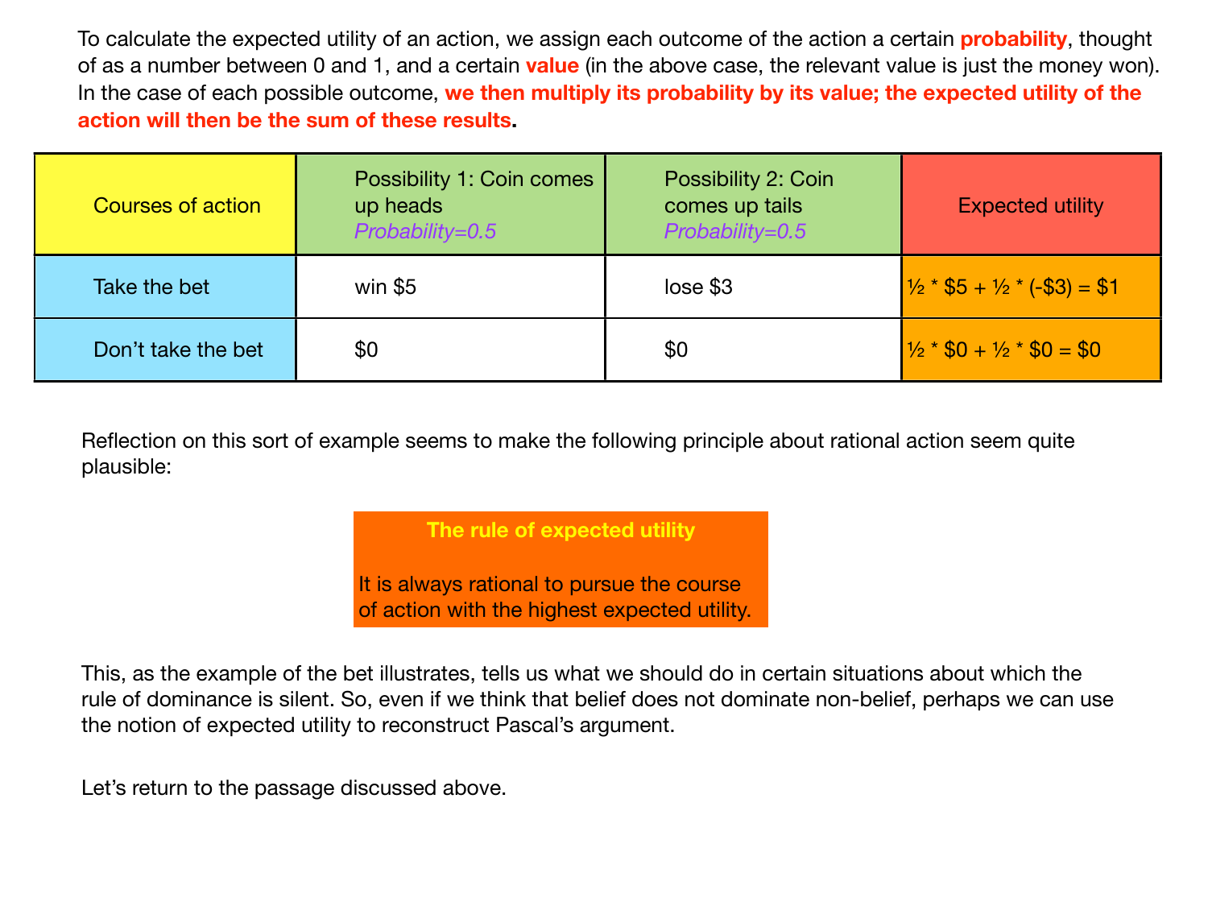To calculate the expected utility of an action, we assign each outcome of the action a certain **probability**, thought of as a number between 0 and 1, and a certain **value** (in the above case, the relevant value is just the money won). In the case of each possible outcome, **we then multiply its probability by its value; the expected utility of the action will then be the sum of these results.**

| Courses of action | Possibility 1: Coin comes up heads *Probability=0.5* | Possibility 2: Coin comes up tails *Probability=0.5* | Expected utility |
|---|---|---|---|
| Take the bet | win $5 | lose $3 | ½ * $5 + ½ * (-$3) = $1 |
| Don't take the bet | $0 | $0 | ½ * $0 + ½ * $0 = $0 |

Reflection on this sort of example seems to make the following principle about rational action seem quite plausible:

> **The rule of expected utility**
>
> It is always rational to pursue the course of action with the highest expected utility.

This, as the example of the bet illustrates, tells us what we should do in certain situations about which the rule of dominance is silent. So, even if we think that belief does not dominate non-belief, perhaps we can use the notion of expected utility to reconstruct Pascal's argument.

Let's return to the passage discussed above.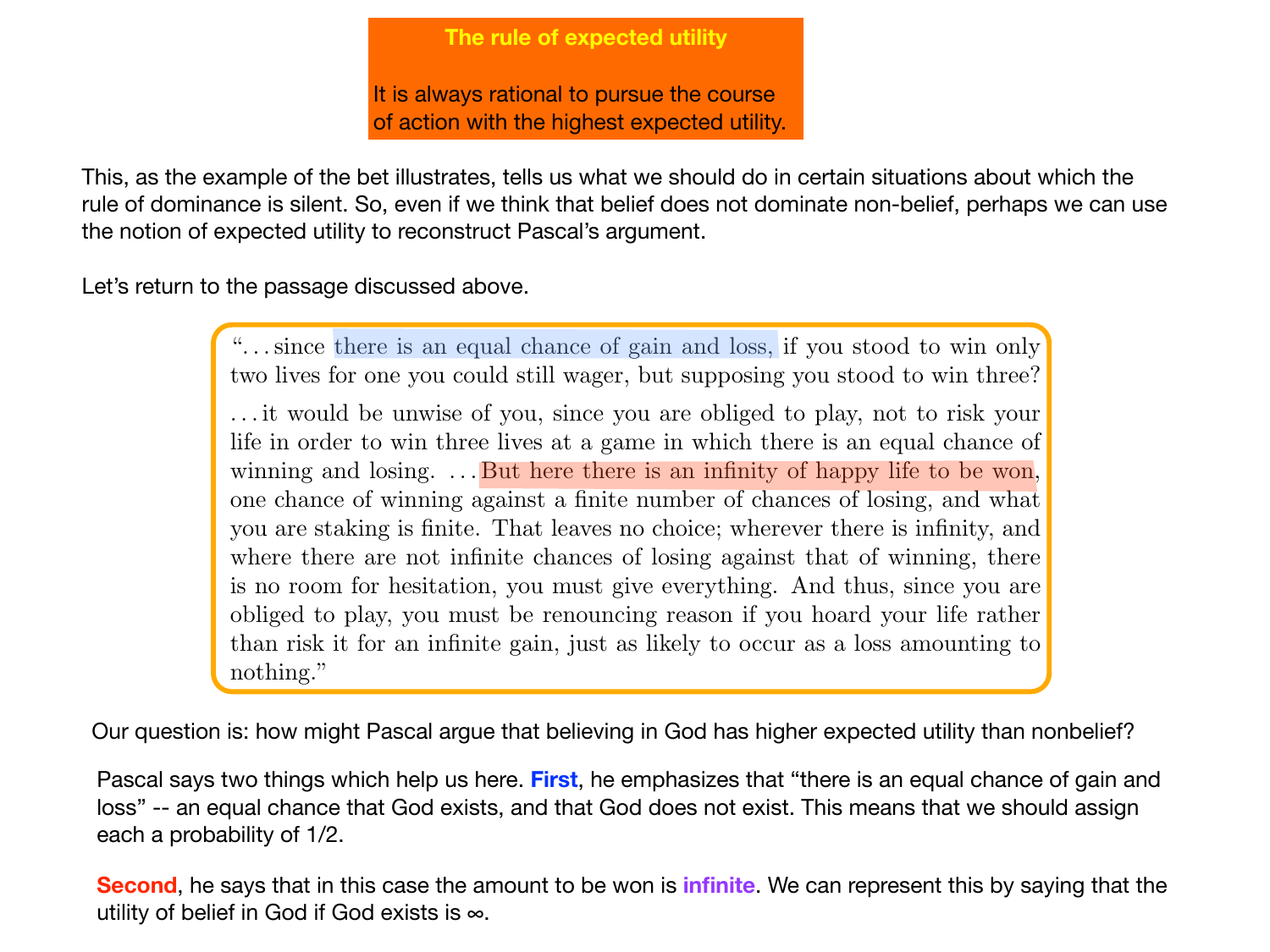**The rule of expected utility**

It is always rational to pursue the course of action with the highest expected utility.

This, as the example of the bet illustrates, tells us what we should do in certain situations about which the rule of dominance is silent. So, even if we think that belief does not dominate non-belief, perhaps we can use the notion of expected utility to reconstruct Pascal's argument.

Let's return to the passage discussed above.

> "...since there is an equal chance of gain and loss, if you stood to win only two lives for one you could still wager, but supposing you stood to win three?
>
> ...it would be unwise of you, since you are obliged to play, not to risk your life in order to win three lives at a game in which there is an equal chance of winning and losing. ...But here there is an infinity of happy life to be won, one chance of winning against a finite number of chances of losing, and what you are staking is finite. That leaves no choice; wherever there is infinity, and where there are not infinite chances of losing against that of winning, there is no room for hesitation, you must give everything. And thus, since you are obliged to play, you must be renouncing reason if you hoard your life rather than risk it for an infinite gain, just as likely to occur as a loss amounting to nothing."

Our question is: how might Pascal argue that believing in God has higher expected utility than nonbelief?

Pascal says two things which help us here. **First**, he emphasizes that "there is an equal chance of gain and loss" -- an equal chance that God exists, and that God does not exist. This means that we should assign each a probability of 1/2.

**Second**, he says that in this case the amount to be won is **infinite**. We can represent this by saying that the utility of belief in God if God exists is $\infty$.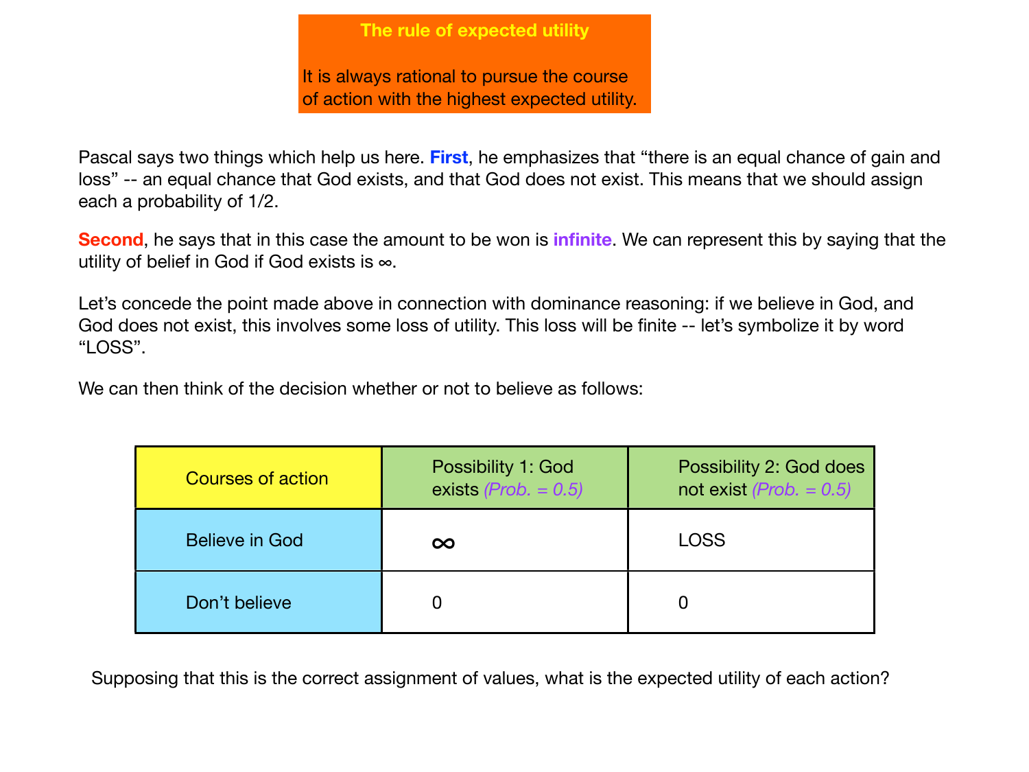**The rule of expected utility**

It is always rational to pursue the course of action with the highest expected utility.

Pascal says two things which help us here. **First**, he emphasizes that “there is an equal chance of gain and loss” -- an equal chance that God exists, and that God does not exist. This means that we should assign each a probability of 1/2.

**Second**, he says that in this case the amount to be won is **infinite**. We can represent this by saying that the utility of belief in God if God exists is ∞.

Let’s concede the point made above in connection with dominance reasoning: if we believe in God, and God does not exist, this involves some loss of utility. This loss will be finite -- let’s symbolize it by word “LOSS”.

We can then think of the decision whether or not to believe as follows:

| Courses of action | Possibility 1: God exists *(Prob. = 0.5)* | Possibility 2: God does not exist *(Prob. = 0.5)* |
| --- | --- | --- |
| Believe in God | $\infty$ | LOSS |
| Don’t believe | 0 | 0 |

Supposing that this is the correct assignment of values, what is the expected utility of each action?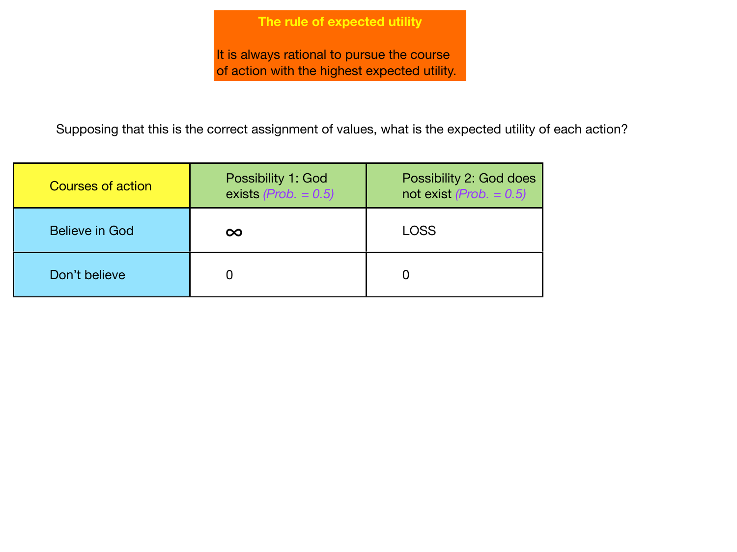**The rule of expected utility**

It is always rational to pursue the course of action with the highest expected utility.

Supposing that this is the correct assignment of values, what is the expected utility of each action?

| Courses of action | Possibility 1: God exists *(Prob. = 0.5)* | Possibility 2: God does not exist *(Prob. = 0.5)* |
| --- | --- | --- |
| Believe in God | $\infty$ | LOSS |
| Don’t believe | 0 | 0 |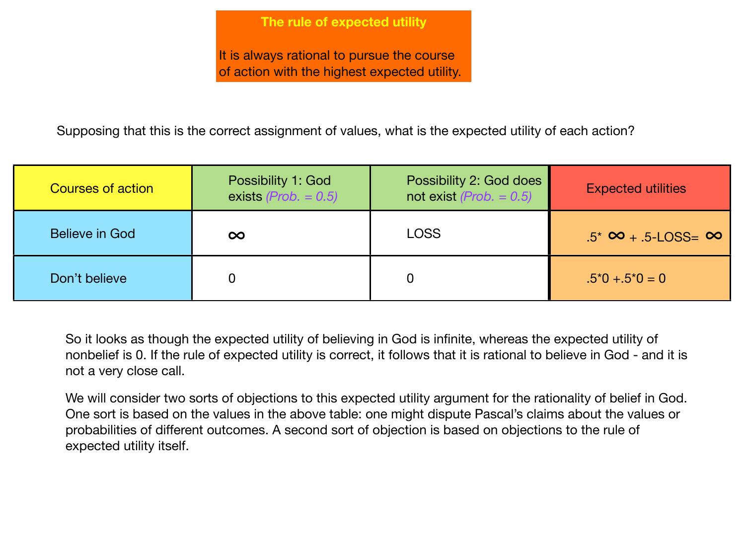**The rule of expected utility**

It is always rational to pursue the course of action with the highest expected utility.

Supposing that this is the correct assignment of values, what is the expected utility of each action?

| Courses of action | Possibility 1: God exists *(Prob. = 0.5)* | Possibility 2: God does not exist *(Prob. = 0.5)* | Expected utilities |
|---|---|---|---|
| Believe in God | $\infty$ | LOSS | $.5 * \infty + .5 - \text{LOSS} = \infty$ |
| Don't believe | 0 | 0 | $.5*0 + .5*0 = 0$ |

So it looks as though the expected utility of believing in God is infinite, whereas the expected utility of nonbelief is 0. If the rule of expected utility is correct, it follows that it is rational to believe in God - and it is not a very close call.

We will consider two sorts of objections to this expected utility argument for the rationality of belief in God. One sort is based on the values in the above table: one might dispute Pascal's claims about the values or probabilities of different outcomes. A second sort of objection is based on objections to the rule of expected utility itself.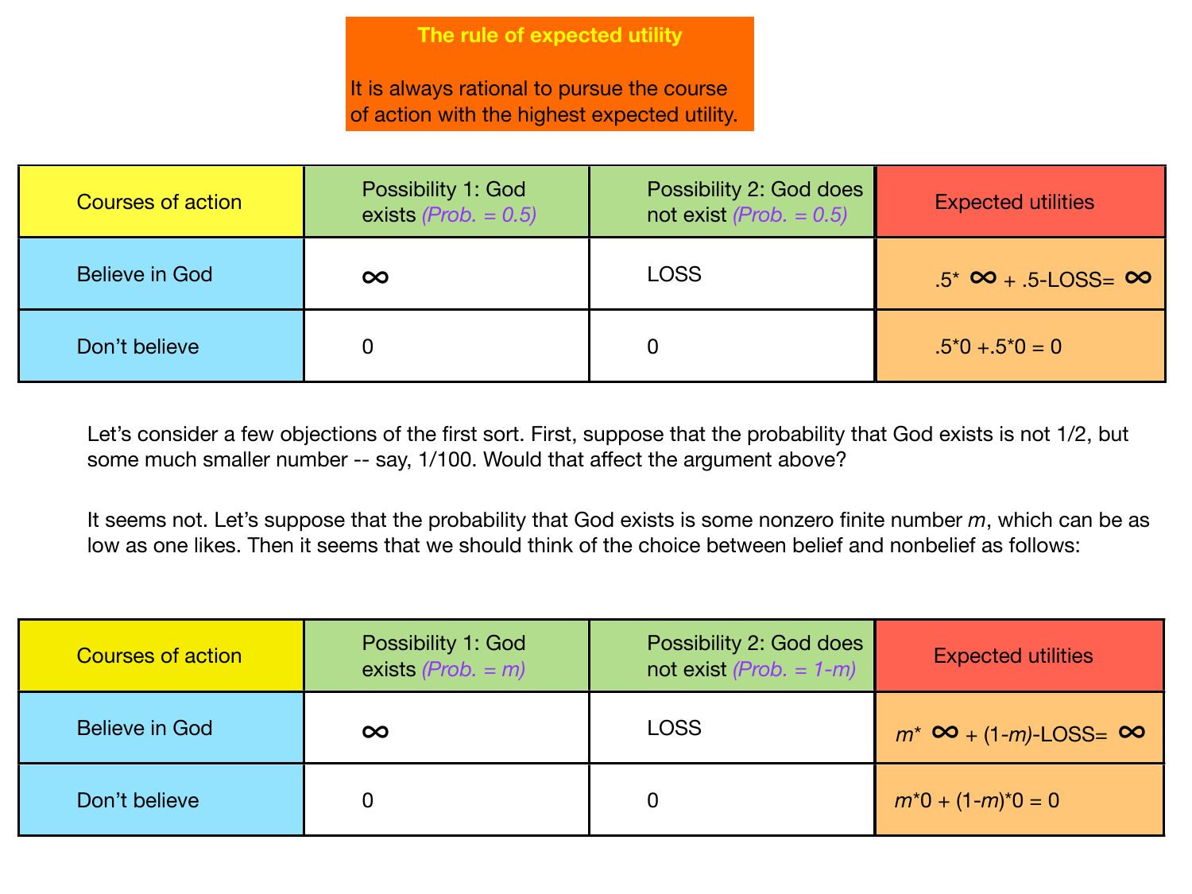**The rule of expected utility**

It is always rational to pursue the course of action with the highest expected utility.

| Courses of action | Possibility 1: God exists *(Prob. = 0.5)* | Possibility 2: God does not exist *(Prob. = 0.5)* | Expected utilities |
|---|---|---|---|
| Believe in God | $\infty$ | LOSS | $.5 * \infty + .5\text{-LOSS} = \infty$ |
| Don't believe | 0 | 0 | $.5*0 + .5*0 = 0$ |

Let's consider a few objections of the first sort. First, suppose that the probability that God exists is not 1/2, but some much smaller number -- say, 1/100. Would that affect the argument above?

It seems not. Let's suppose that the probability that God exists is some nonzero finite number $m$, which can be as low as one likes. Then it seems that we should think of the choice between belief and nonbelief as follows:

| Courses of action | Possibility 1: God exists *(Prob. = $m$)* | Possibility 2: God does not exist *(Prob. = $1-m$)* | Expected utilities |
|---|---|---|---|
| Believe in God | $\infty$ | LOSS | $m * \infty + (1-m)\text{-LOSS} = \infty$ |
| Don't believe | 0 | 0 | $m*0 + (1-m)*0 = 0$ |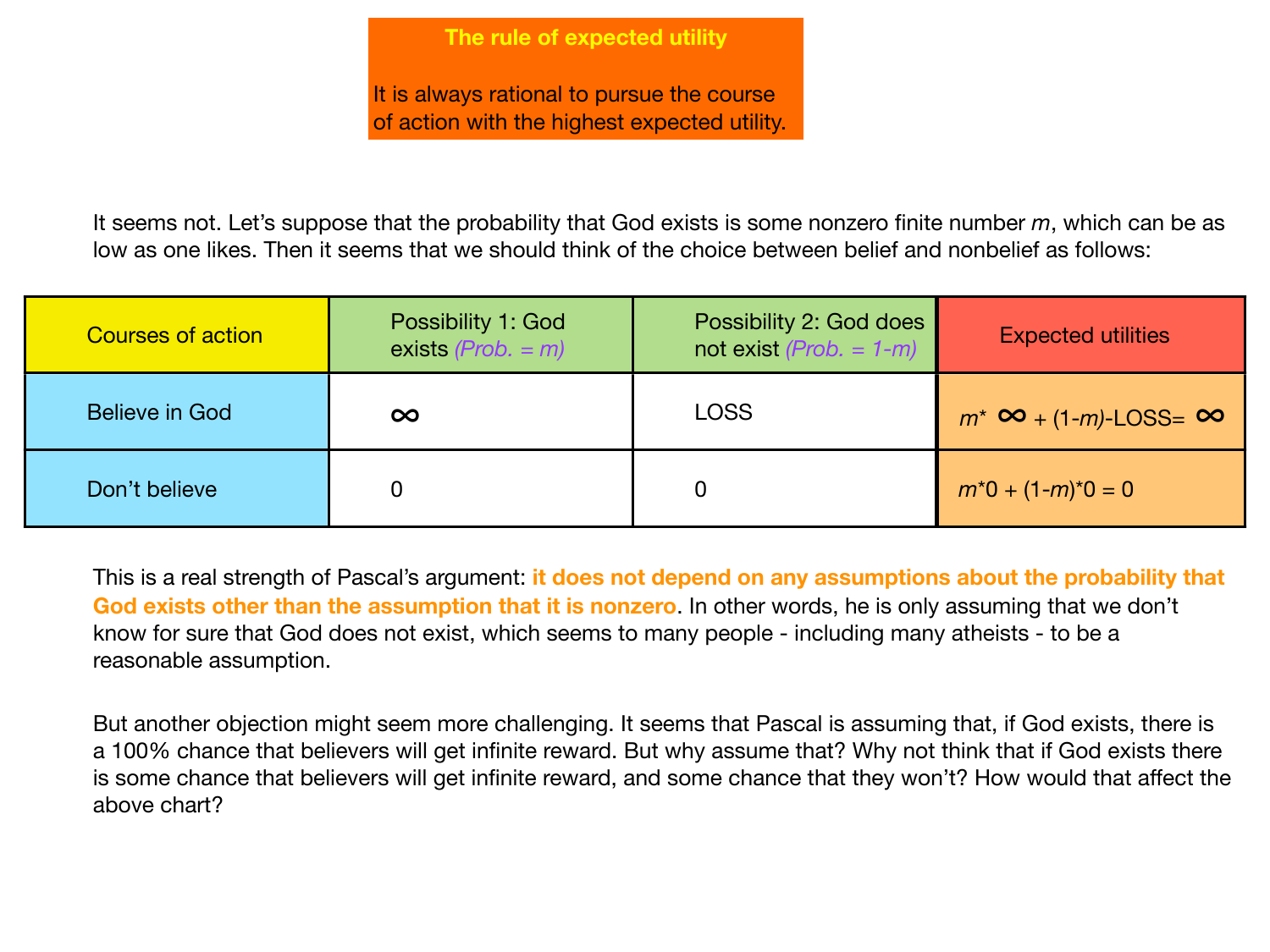**The rule of expected utility**

It is always rational to pursue the course of action with the highest expected utility.

It seems not. Let's suppose that the probability that God exists is some nonzero finite number *m*, which can be as low as one likes. Then it seems that we should think of the choice between belief and nonbelief as follows:

| Courses of action | Possibility 1: God exists *(Prob. = m)* | Possibility 2: God does not exist *(Prob. = 1-m)* | Expected utilities |
|---|---|---|---|
| Believe in God | $\infty$ | LOSS | $m^* \infty + (1\text{-}m)\text{-LOSS} = \infty$ |
| Don't believe | 0 | 0 | $m^*0 + (1\text{-}m)^*0 = 0$ |

This is a real strength of Pascal's argument: **it does not depend on any assumptions about the probability that God exists other than the assumption that it is nonzero**. In other words, he is only assuming that we don't know for sure that God does not exist, which seems to many people - including many atheists - to be a reasonable assumption.

But another objection might seem more challenging. It seems that Pascal is assuming that, if God exists, there is a 100% chance that believers will get infinite reward. But why assume that? Why not think that if God exists there is some chance that believers will get infinite reward, and some chance that they won't? How would that affect the above chart?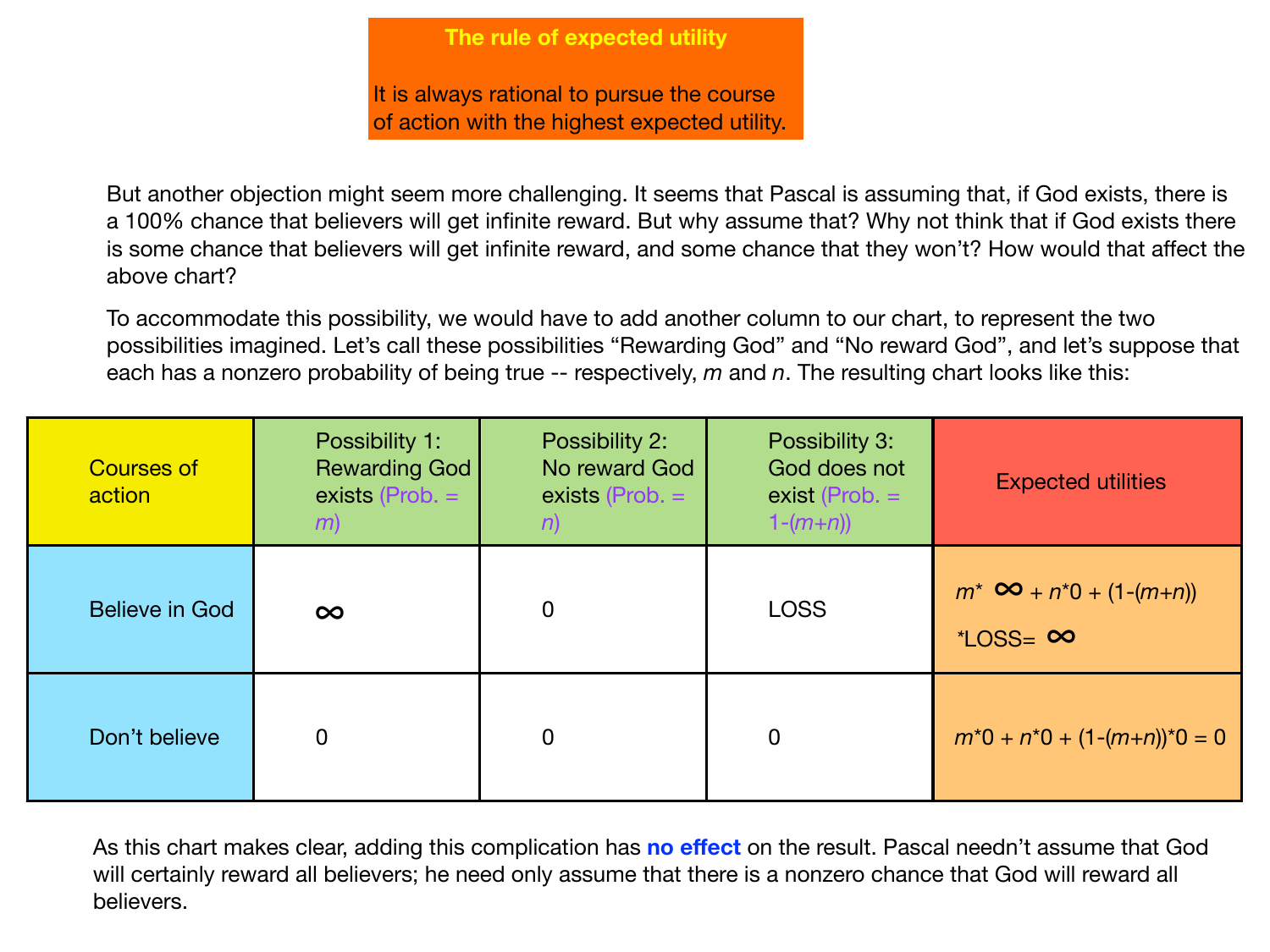**The rule of expected utility**

It is always rational to pursue the course of action with the highest expected utility.

But another objection might seem more challenging. It seems that Pascal is assuming that, if God exists, there is a 100% chance that believers will get infinite reward. But why assume that? Why not think that if God exists there is some chance that believers will get infinite reward, and some chance that they won't? How would that affect the above chart?

To accommodate this possibility, we would have to add another column to our chart, to represent the two possibilities imagined. Let's call these possibilities "Rewarding God" and "No reward God", and let's suppose that each has a nonzero probability of being true -- respectively, $m$ and $n$. The resulting chart looks like this:

| Courses of action | Possibility 1: Rewarding God exists (Prob. = $m$) | Possibility 2: No reward God exists (Prob. = $n$) | Possibility 3: God does not exist (Prob. = $1-(m+n)$) | Expected utilities |
|---|---|---|---|---|
| Believe in God | $\infty$ | 0 | LOSS | $m * \infty + n*0 + (1-(m+n)) * \text{LOSS} = \infty$ |
| Don't believe | 0 | 0 | 0 | $m*0 + n*0 + (1-(m+n))*0 = 0$ |

As this chart makes clear, adding this complication has **no effect** on the result. Pascal needn't assume that God will certainly reward all believers; he need only assume that there is a nonzero chance that God will reward all believers.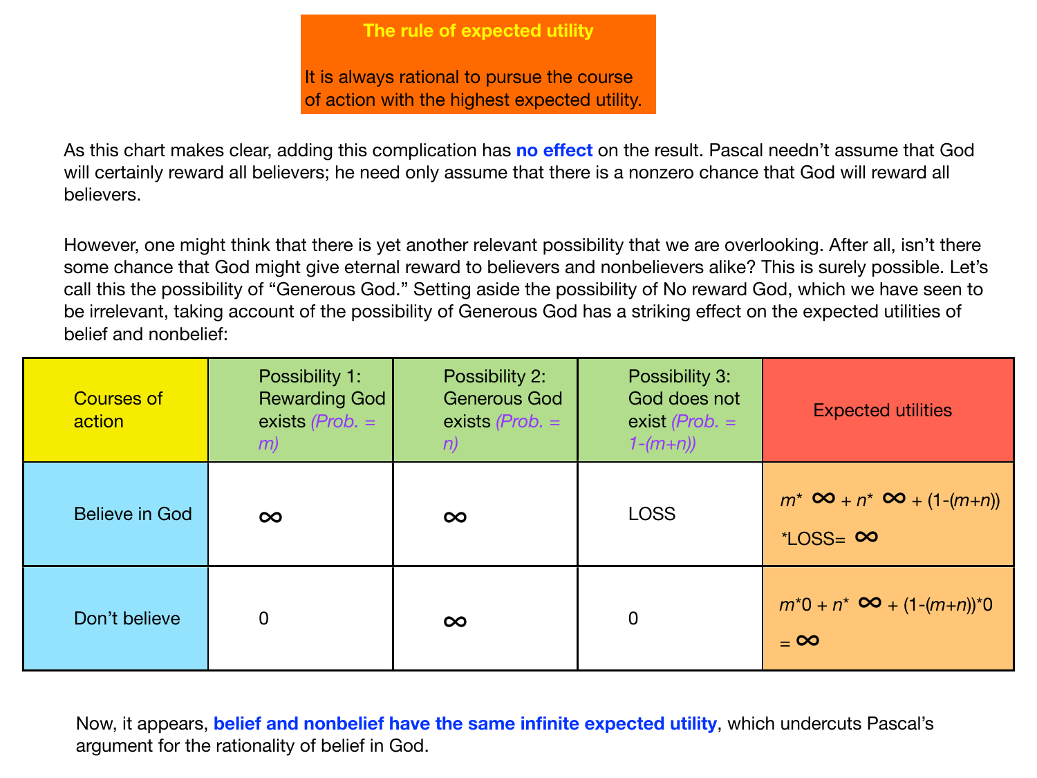**The rule of expected utility**

It is always rational to pursue the course of action with the highest expected utility.

As this chart makes clear, adding this complication has **no effect** on the result. Pascal needn't assume that God will certainly reward all believers; he need only assume that there is a nonzero chance that God will reward all believers.

However, one might think that there is yet another relevant possibility that we are overlooking. After all, isn't there some chance that God might give eternal reward to believers and nonbelievers alike? This is surely possible. Let's call this the possibility of "Generous God." Setting aside the possibility of No reward God, which we have seen to be irrelevant, taking account of the possibility of Generous God has a striking effect on the expected utilities of belief and nonbelief:

| Courses of action | Possibility 1: Rewarding God exists *(Prob. = m)* | Possibility 2: Generous God exists *(Prob. = n)* | Possibility 3: God does not exist *(Prob. = 1-(m+n))* | Expected utilities |
|---|---|---|---|---|
| Believe in God | $\infty$ | $\infty$ | LOSS | $m * \infty + n * \infty + (1-(m+n)) * \text{LOSS} = \infty$ |
| Don't believe | 0 | $\infty$ | 0 | $m*0 + n* \infty + (1-(m+n))*0 = \infty$ |

Now, it appears, **belief and nonbelief have the same infinite expected utility**, which undercuts Pascal's argument for the rationality of belief in God.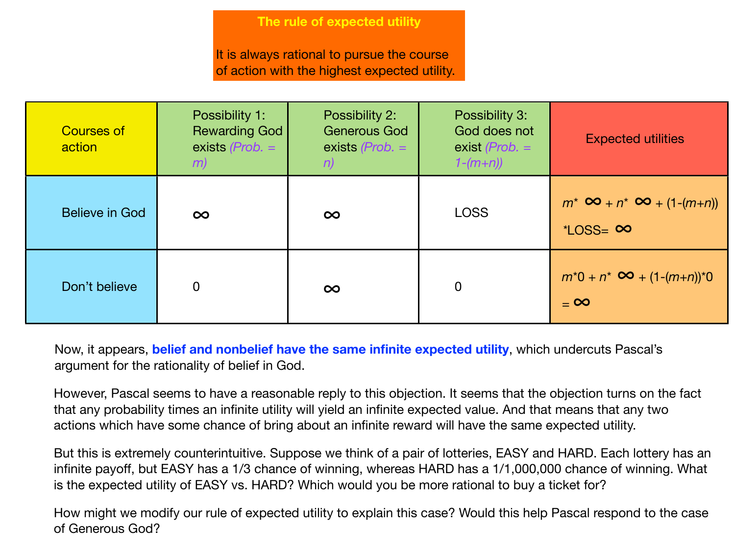**The rule of expected utility**

It is always rational to pursue the course of action with the highest expected utility.

| Courses of action | Possibility 1: Rewarding God exists *(Prob. = m)* | Possibility 2: Generous God exists *(Prob. = n)* | Possibility 3: God does not exist *(Prob. = 1-(m+n))* | Expected utilities |
|---|---|---|---|---|
| Believe in God | $\infty$ | $\infty$ | LOSS | $m^* \infty + n^* \infty + (1-(m+n))$ $^*\text{LOSS} = \infty$ |
| Don't believe | 0 | $\infty$ | 0 | $m^*0 + n^* \infty + (1-(m+n))^*0 = \infty$ |

Now, it appears, **belief and nonbelief have the same infinite expected utility**, which undercuts Pascal's argument for the rationality of belief in God.

However, Pascal seems to have a reasonable reply to this objection. It seems that the objection turns on the fact that any probability times an infinite utility will yield an infinite expected value. And that means that any two actions which have some chance of bring about an infinite reward will have the same expected utility.

But this is extremely counterintuitive. Suppose we think of a pair of lotteries, EASY and HARD. Each lottery has an infinite payoff, but EASY has a 1/3 chance of winning, whereas HARD has a 1/1,000,000 chance of winning. What is the expected utility of EASY vs. HARD? Which would you be more rational to buy a ticket for?

How might we modify our rule of expected utility to explain this case? Would this help Pascal respond to the case of Generous God?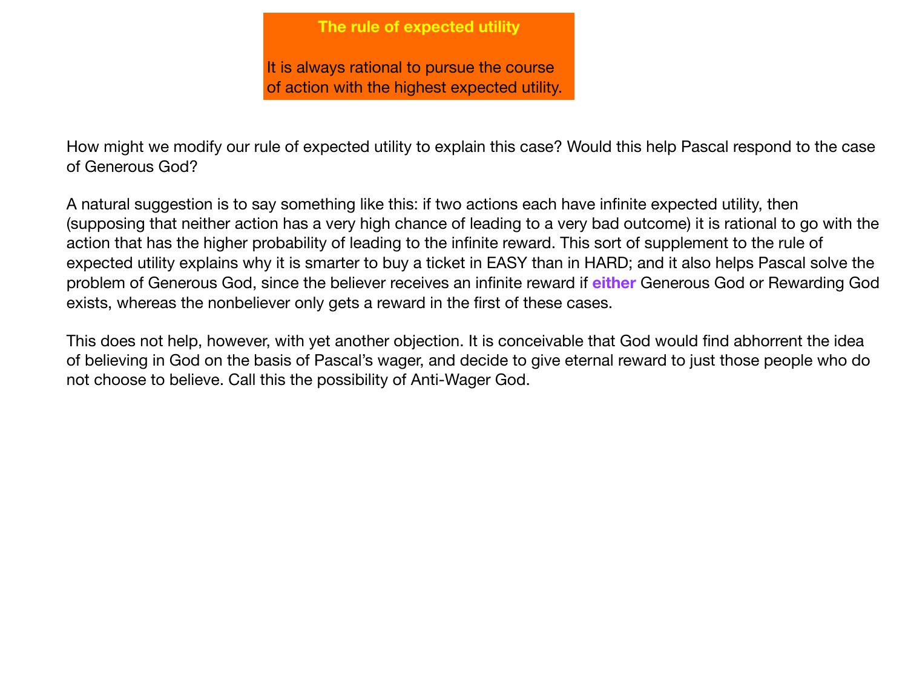**The rule of expected utility**

It is always rational to pursue the course of action with the highest expected utility.

How might we modify our rule of expected utility to explain this case? Would this help Pascal respond to the case of Generous God?

A natural suggestion is to say something like this: if two actions each have infinite expected utility, then (supposing that neither action has a very high chance of leading to a very bad outcome) it is rational to go with the action that has the higher probability of leading to the infinite reward. This sort of supplement to the rule of expected utility explains why it is smarter to buy a ticket in EASY than in HARD; and it also helps Pascal solve the problem of Generous God, since the believer receives an infinite reward if **either** Generous God or Rewarding God exists, whereas the nonbeliever only gets a reward in the first of these cases.

This does not help, however, with yet another objection. It is conceivable that God would find abhorrent the idea of believing in God on the basis of Pascal's wager, and decide to give eternal reward to just those people who do not choose to believe. Call this the possibility of Anti-Wager God.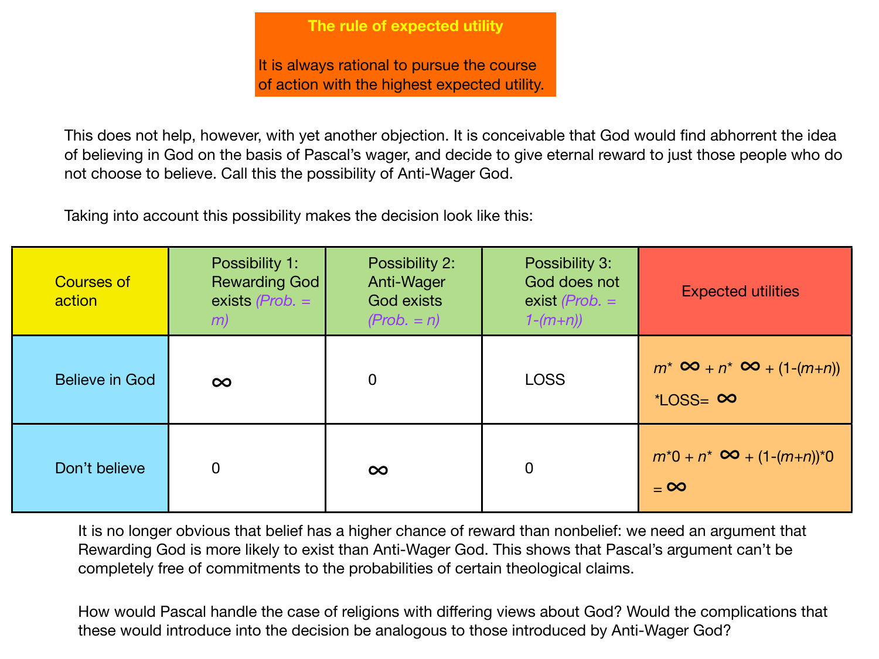**The rule of expected utility**

It is always rational to pursue the course of action with the highest expected utility.

This does not help, however, with yet another objection. It is conceivable that God would find abhorrent the idea of believing in God on the basis of Pascal's wager, and decide to give eternal reward to just those people who do not choose to believe. Call this the possibility of Anti-Wager God.

Taking into account this possibility makes the decision look like this:

| Courses of action | Possibility 1: Rewarding God exists *(Prob. = m)* | Possibility 2: Anti-Wager God exists *(Prob. = n)* | Possibility 3: God does not exist *(Prob. = 1-(m+n))* | Expected utilities |
|---|---|---|---|---|
| Believe in God | $\infty$ | 0 | LOSS | $m^* \infty + n^* \infty + (1-(m+n))$ $^*\text{LOSS} = \infty$ |
| Don't believe | 0 | $\infty$ | 0 | $m^*0 + n^* \infty + (1-(m+n))^*0$ $= \infty$ |

It is no longer obvious that belief has a higher chance of reward than nonbelief: we need an argument that Rewarding God is more likely to exist than Anti-Wager God. This shows that Pascal's argument can't be completely free of commitments to the probabilities of certain theological claims.

How would Pascal handle the case of religions with differing views about God? Would the complications that these would introduce into the decision be analogous to those introduced by Anti-Wager God?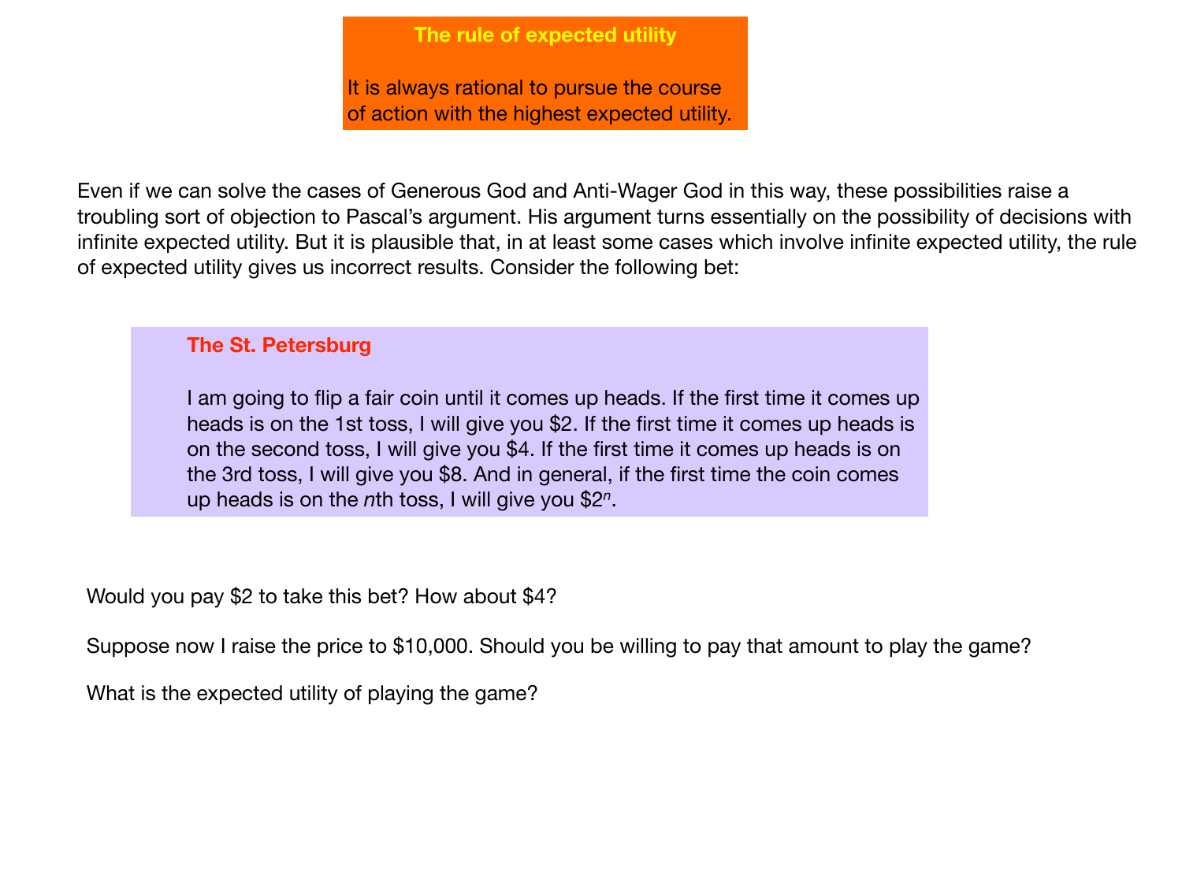**The rule of expected utility**

It is always rational to pursue the course of action with the highest expected utility.

Even if we can solve the cases of Generous God and Anti-Wager God in this way, these possibilities raise a troubling sort of objection to Pascal's argument. His argument turns essentially on the possibility of decisions with infinite expected utility. But it is plausible that, in at least some cases which involve infinite expected utility, the rule of expected utility gives us incorrect results. Consider the following bet:

**The St. Petersburg**

I am going to flip a fair coin until it comes up heads. If the first time it comes up heads is on the 1st toss, I will give you \$2. If the first time it comes up heads is on the second toss, I will give you \$4. If the first time it comes up heads is on the 3rd toss, I will give you \$8. And in general, if the first time the coin comes up heads is on the *n*th toss, I will give you $\$2^n$.

Would you pay \$2 to take this bet? How about \$4?

Suppose now I raise the price to \$10,000. Should you be willing to pay that amount to play the game?

What is the expected utility of playing the game?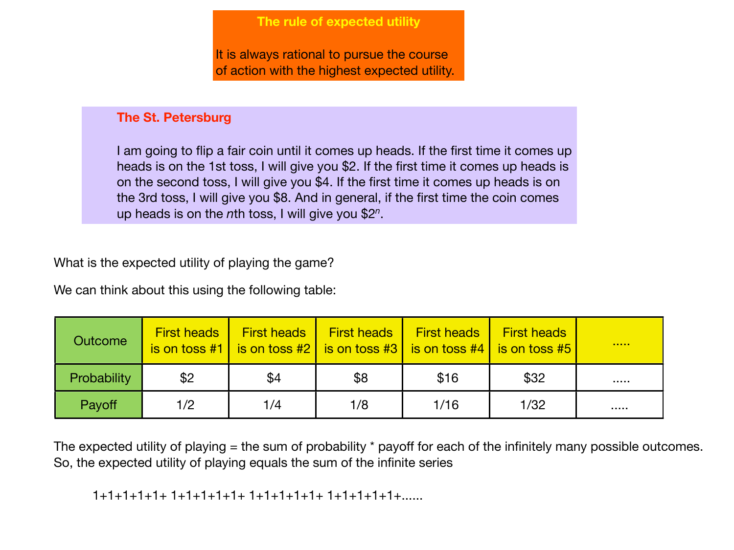**The rule of expected utility**

It is always rational to pursue the course of action with the highest expected utility.

**The St. Petersburg**

I am going to flip a fair coin until it comes up heads. If the first time it comes up heads is on the 1st toss, I will give you $2. If the first time it comes up heads is on the second toss, I will give you $4. If the first time it comes up heads is on the 3rd toss, I will give you $8. And in general, if the first time the coin comes up heads is on the *n*th toss, I will give you $$2^n$.

What is the expected utility of playing the game?

We can think about this using the following table:

| Outcome | First heads is on toss #1 | First heads is on toss #2 | First heads is on toss #3 | First heads is on toss #4 | First heads is on toss #5 | ..... |
|---|---|---|---|---|---|---|
| Probability | $2 | $4 | $8 | $16 | $32 | ..... |
| Payoff | 1/2 | 1/4 | 1/8 | 1/16 | 1/32 | ..... |

The expected utility of playing = the sum of probability * payoff for each of the infinitely many possible outcomes. So, the expected utility of playing equals the sum of the infinite series

1+1+1+1+1+ 1+1+1+1+1+ 1+1+1+1+1+ 1+1+1+1+1+......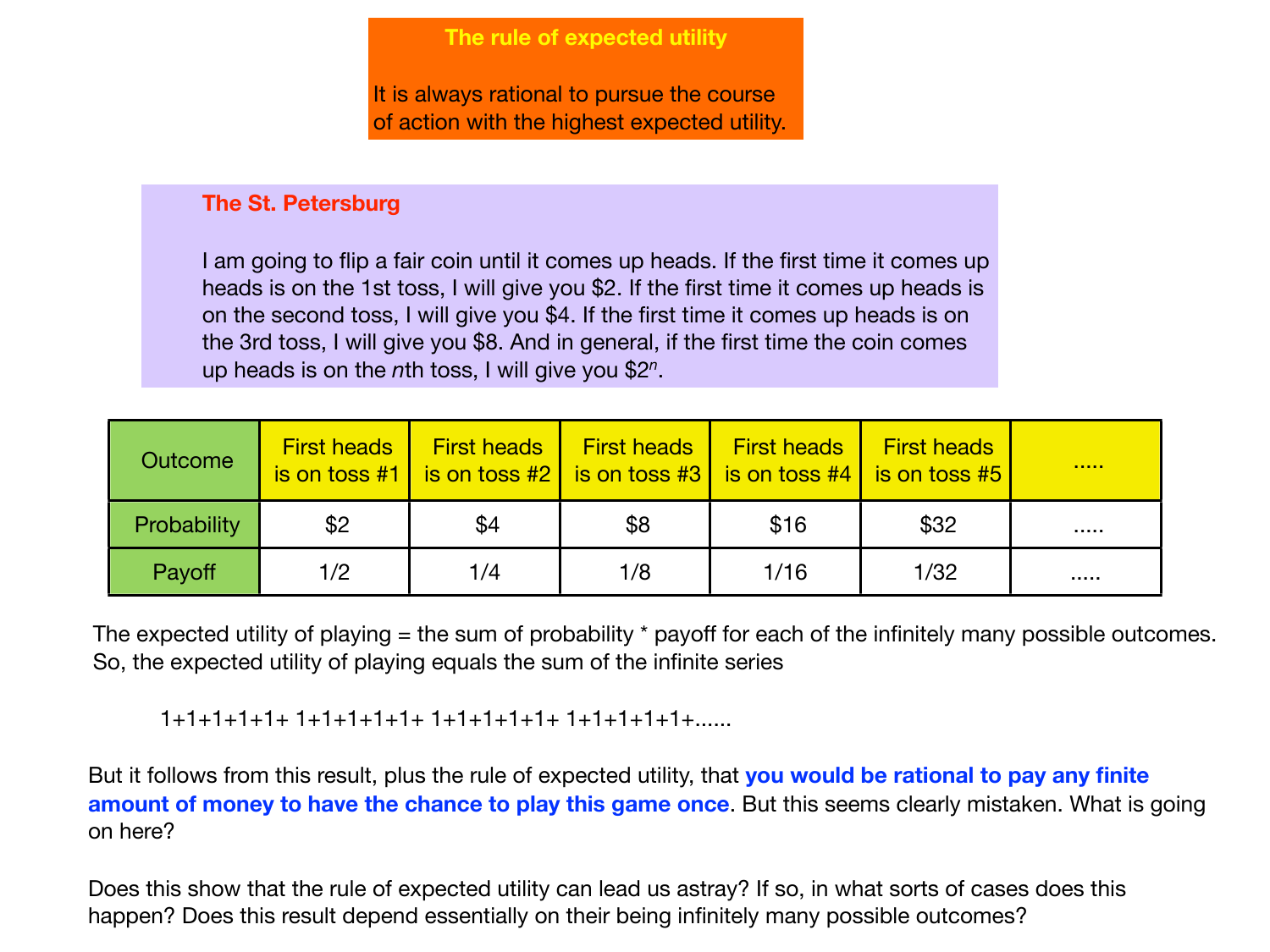**The rule of expected utility**

It is always rational to pursue the course of action with the highest expected utility.

**The St. Petersburg**

I am going to flip a fair coin until it comes up heads. If the first time it comes up heads is on the 1st toss, I will give you $2. If the first time it comes up heads is on the second toss, I will give you $4. If the first time it comes up heads is on the 3rd toss, I will give you $8. And in general, if the first time the coin comes up heads is on the *n*th toss, I will give you $$2^n$.

| Outcome | First heads is on toss #1 | First heads is on toss #2 | First heads is on toss #3 | First heads is on toss #4 | First heads is on toss #5 | ..... |
|---|---|---|---|---|---|---|
| Probability | $2 | $4 | $8 | $16 | $32 | ..... |
| Payoff | 1/2 | 1/4 | 1/8 | 1/16 | 1/32 | ..... |

The expected utility of playing = the sum of probability * payoff for each of the infinitely many possible outcomes. So, the expected utility of playing equals the sum of the infinite series

$$1+1+1+1+1+ 1+1+1+1+1+ 1+1+1+1+1+ 1+1+1+1+1+......$$

But it follows from this result, plus the rule of expected utility, that **you would be rational to pay any finite amount of money to have the chance to play this game once**. But this seems clearly mistaken. What is going on here?

Does this show that the rule of expected utility can lead us astray? If so, in what sorts of cases does this happen? Does this result depend essentially on their being infinitely many possible outcomes?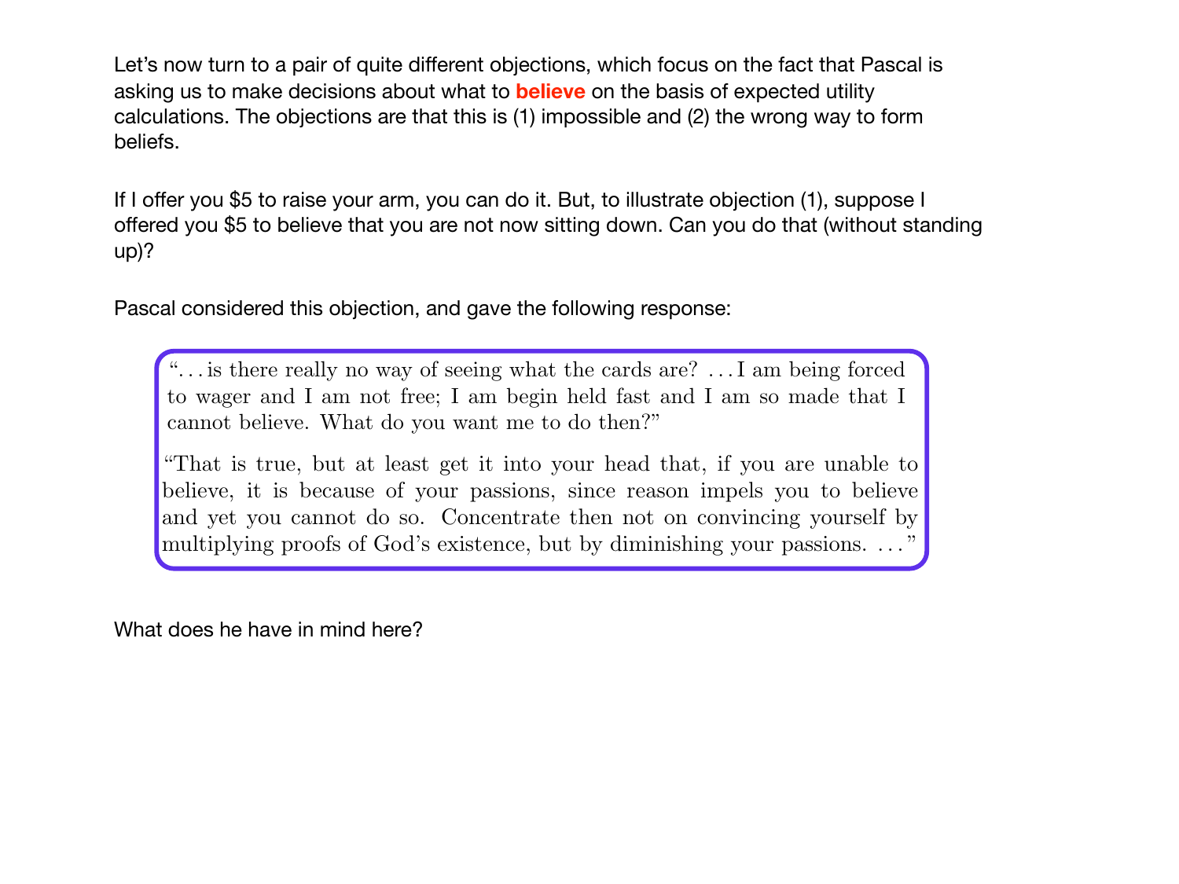Let's now turn to a pair of quite different objections, which focus on the fact that Pascal is asking us to make decisions about what to **believe** on the basis of expected utility calculations. The objections are that this is (1) impossible and (2) the wrong way to form beliefs.

If I offer you $5 to raise your arm, you can do it. But, to illustrate objection (1), suppose I offered you $5 to believe that you are not now sitting down. Can you do that (without standing up)?

Pascal considered this objection, and gave the following response:

> "…is there really no way of seeing what the cards are? …I am being forced to wager and I am not free; I am begin held fast and I am so made that I cannot believe. What do you want me to do then?"
>
> "That is true, but at least get it into your head that, if you are unable to believe, it is because of your passions, since reason impels you to believe and yet you cannot do so. Concentrate then not on convincing yourself by multiplying proofs of God's existence, but by diminishing your passions. …"

What does he have in mind here?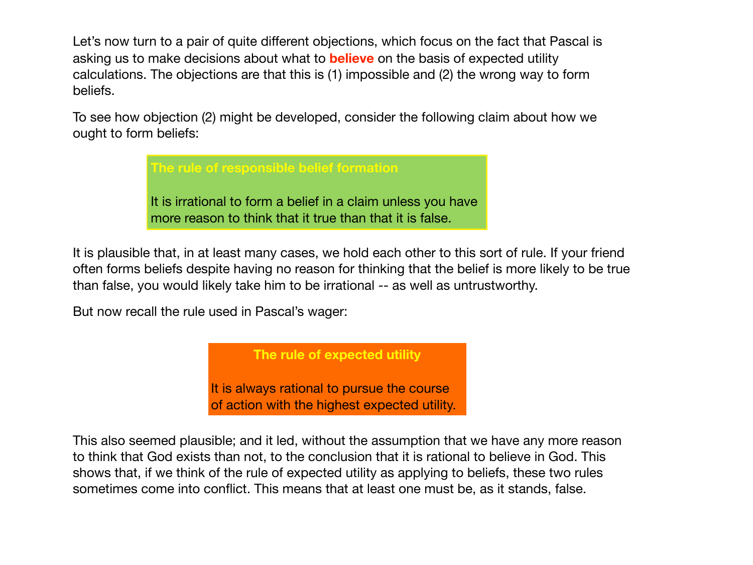Let's now turn to a pair of quite different objections, which focus on the fact that Pascal is asking us to make decisions about what to **believe** on the basis of expected utility calculations. The objections are that this is (1) impossible and (2) the wrong way to form beliefs.

To see how objection (2) might be developed, consider the following claim about how we ought to form beliefs:

> **The rule of responsible belief formation**
>
> It is irrational to form a belief in a claim unless you have more reason to think that it true than that it is false.

It is plausible that, in at least many cases, we hold each other to this sort of rule. If your friend often forms beliefs despite having no reason for thinking that the belief is more likely to be true than false, you would likely take him to be irrational -- as well as untrustworthy.

But now recall the rule used in Pascal's wager:

> **The rule of expected utility**
>
> It is always rational to pursue the course of action with the highest expected utility.

This also seemed plausible; and it led, without the assumption that we have any more reason to think that God exists than not, to the conclusion that it is rational to believe in God. This shows that, if we think of the rule of expected utility as applying to beliefs, these two rules sometimes come into conflict. This means that at least one must be, as it stands, false.